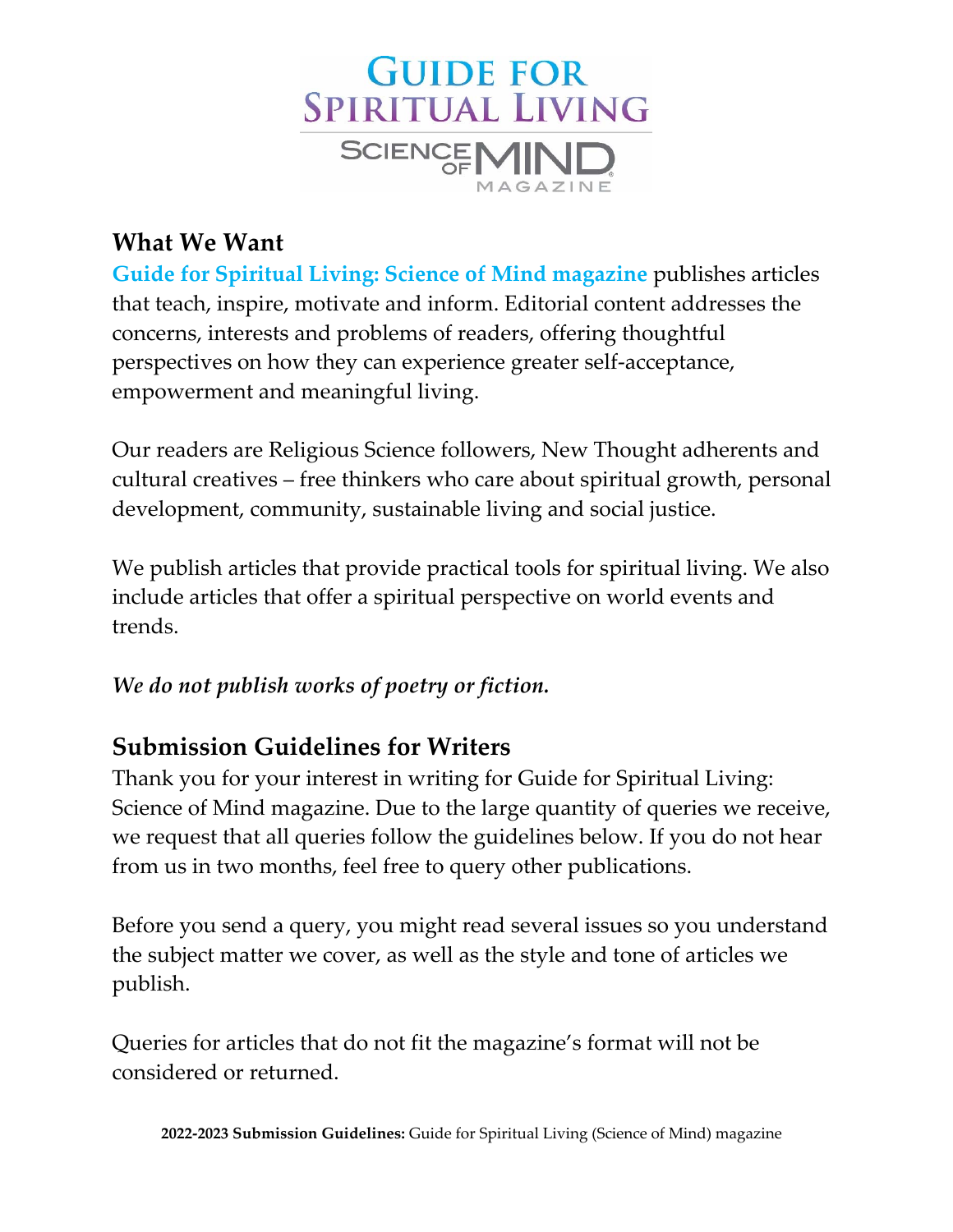# Guide for Spiritual Living

## Science of Mind Magazine

## What We Want

**Guide for Spiritual Living: Science of Mind magazine** publishes articles that teach, inspire, motivate and inform. Editorial content addresses the concerns, interests and problems of readers, offering thoughtful perspectives on how they can experience greater self-acceptance, empowerment and meaningful living.

Our readers are Religious Science followers, New Thought adherents and cultural creatives – free thinkers who care about spiritual growth, personal development, community, sustainable living and social justice.

We publish articles that provide practical tools for spiritual living. We also include articles that offer a spiritual perspective on world events and trends.

***We do not publish works of poetry or fiction.***

## Submission Guidelines for Writers

Thank you for your interest in writing for Guide for Spiritual Living: Science of Mind magazine. Due to the large quantity of queries we receive, we request that all queries follow the guidelines below. If you do not hear from us in two months, feel free to query other publications.

Before you send a query, you might read several issues so you understand the subject matter we cover, as well as the style and tone of articles we publish.

Queries for articles that do not fit the magazine's format will not be considered or returned.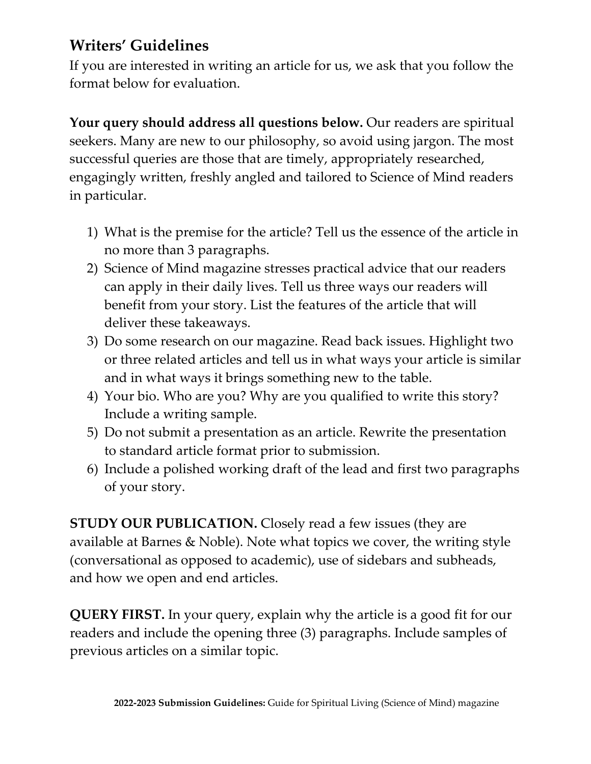## Writers' Guidelines

If you are interested in writing an article for us, we ask that you follow the format below for evaluation.

**Your query should address all questions below.** Our readers are spiritual seekers. Many are new to our philosophy, so avoid using jargon. The most successful queries are those that are timely, appropriately researched, engagingly written, freshly angled and tailored to Science of Mind readers in particular.

1) What is the premise for the article? Tell us the essence of the article in no more than 3 paragraphs.
2) Science of Mind magazine stresses practical advice that our readers can apply in their daily lives. Tell us three ways our readers will benefit from your story. List the features of the article that will deliver these takeaways.
3) Do some research on our magazine. Read back issues. Highlight two or three related articles and tell us in what ways your article is similar and in what ways it brings something new to the table.
4) Your bio. Who are you? Why are you qualified to write this story? Include a writing sample.
5) Do not submit a presentation as an article. Rewrite the presentation to standard article format prior to submission.
6) Include a polished working draft of the lead and first two paragraphs of your story.

**STUDY OUR PUBLICATION.** Closely read a few issues (they are available at Barnes & Noble). Note what topics we cover, the writing style (conversational as opposed to academic), use of sidebars and subheads, and how we open and end articles.

**QUERY FIRST.** In your query, explain why the article is a good fit for our readers and include the opening three (3) paragraphs. Include samples of previous articles on a similar topic.

**2022-2023 Submission Guidelines:** Guide for Spiritual Living (Science of Mind) magazine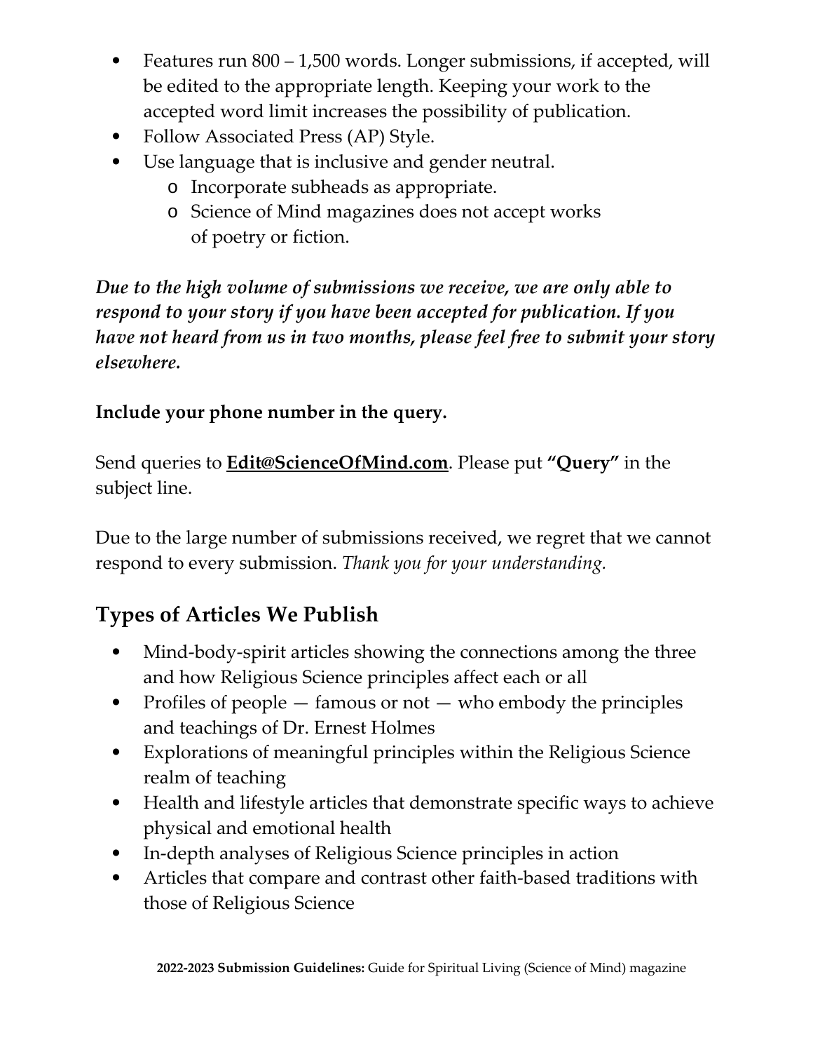- Features run 800 – 1,500 words. Longer submissions, if accepted, will be edited to the appropriate length. Keeping your work to the accepted word limit increases the possibility of publication.
- Follow Associated Press (AP) Style.
- Use language that is inclusive and gender neutral.
    - Incorporate subheads as appropriate.
    - Science of Mind magazines does not accept works of poetry or fiction.

***Due to the high volume of submissions we receive, we are only able to respond to your story if you have been accepted for publication. If you have not heard from us in two months, please feel free to submit your story elsewhere.***

**Include your phone number in the query.**

Send queries to **Edit@ScienceOfMind.com**. Please put **"Query"** in the subject line.

Due to the large number of submissions received, we regret that we cannot respond to every submission. *Thank you for your understanding.*

## Types of Articles We Publish

- Mind-body-spirit articles showing the connections among the three and how Religious Science principles affect each or all
- Profiles of people — famous or not — who embody the principles and teachings of Dr. Ernest Holmes
- Explorations of meaningful principles within the Religious Science realm of teaching
- Health and lifestyle articles that demonstrate specific ways to achieve physical and emotional health
- In-depth analyses of Religious Science principles in action
- Articles that compare and contrast other faith-based traditions with those of Religious Science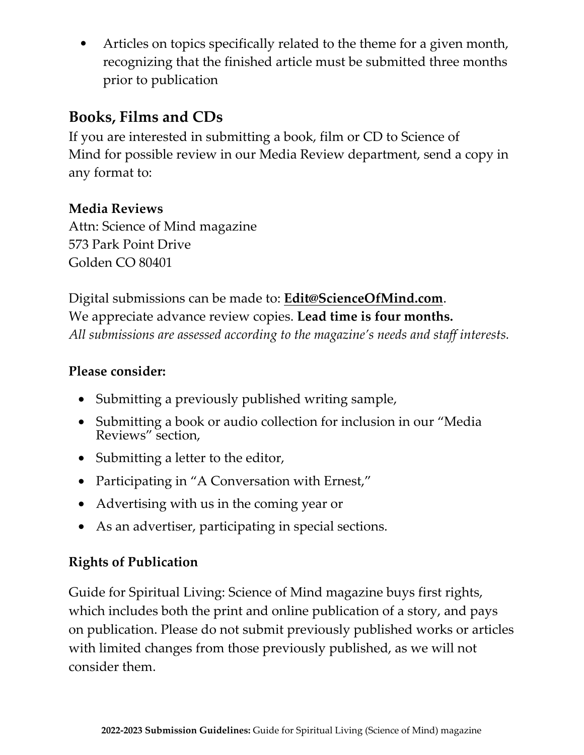- Articles on topics specifically related to the theme for a given month, recognizing that the finished article must be submitted three months prior to publication

## Books, Films and CDs

If you are interested in submitting a book, film or CD to Science of Mind for possible review in our Media Review department, send a copy in any format to:

**Media Reviews**
Attn: Science of Mind magazine
573 Park Point Drive
Golden CO 80401

Digital submissions can be made to: **Edit@ScienceOfMind.com**.
We appreciate advance review copies. **Lead time is four months.**
*All submissions are assessed according to the magazine's needs and staff interests.*

**Please consider:**

- Submitting a previously published writing sample,
- Submitting a book or audio collection for inclusion in our "Media Reviews" section,
- Submitting a letter to the editor,
- Participating in "A Conversation with Ernest,"
- Advertising with us in the coming year or
- As an advertiser, participating in special sections.

**Rights of Publication**

Guide for Spiritual Living: Science of Mind magazine buys first rights, which includes both the print and online publication of a story, and pays on publication. Please do not submit previously published works or articles with limited changes from those previously published, as we will not consider them.